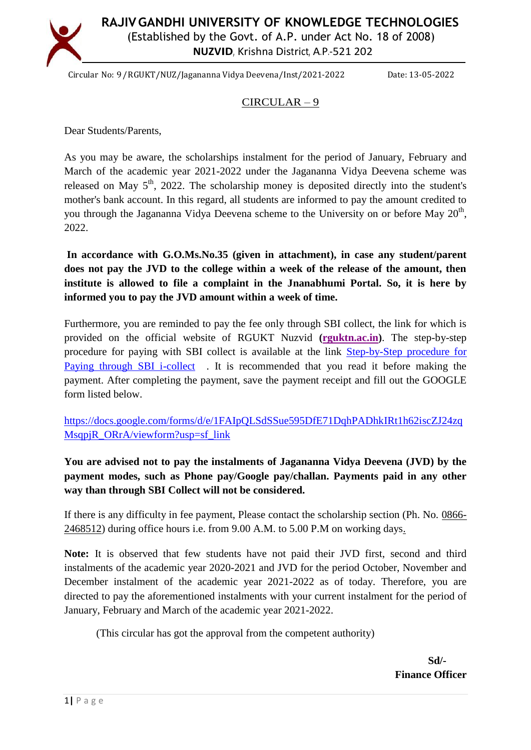# RAJIV GANDHI UNIVERSITY OF KNOWLEDGE TECHNOLOGIES

(Established by the Govt. of A.P. under Act No. 18 of 2008)

**NUZVID**, Krishna District, A.P.-521 202

Circular No: 9 /RGUKT/NUZ/Jagananna Vidya Deevena/Inst/2021-2022 Date: 13-05-2022

## CIRCULAR – 9

Dear Students/Parents,

As you may be aware, the scholarships instalment for the period of January, February and March of the academic year 2021-2022 under the Jagananna Vidya Deevena scheme was released on May 5th, 2022. The scholarship money is deposited directly into the student's mother's bank account. In this regard, all students are informed to pay the amount credited to you through the Jagananna Vidya Deevena scheme to the University on or before May 20th, 2022.

**In accordance with G.O.Ms.No.35 (given in attachment), in case any student/parent does not pay the JVD to the college within a week of the release of the amount, then institute is allowed to file a complaint in the Jnanabhumi Portal. So, it is here by informed you to pay the JVD amount within a week of time.**

Furthermore, you are reminded to pay the fee only through SBI collect, the link for which is provided on the official website of RGUKT Nuzvid (**rguktn.ac.in**). The step-by-step procedure for paying with SBI collect is available at the link Step-by-Step procedure for Paying through SBI i-collect . It is recommended that you read it before making the payment. After completing the payment, save the payment receipt and fill out the GOOGLE form listed below.

https://docs.google.com/forms/d/e/1FAIpQLSdSSue595DfE71DqhPADhkIRt1h62iscZJ24zqMsqpjR_ORrA/viewform?usp=sf_link

**You are advised not to pay the instalments of Jagananna Vidya Deevena (JVD) by the payment modes, such as Phone pay/Google pay/challan. Payments paid in any other way than through SBI Collect will not be considered.**

If there is any difficulty in fee payment, Please contact the scholarship section (Ph. No. 0866-2468512) during office hours i.e. from 9.00 A.M. to 5.00 P.M on working days.

**Note:** It is observed that few students have not paid their JVD first, second and third instalments of the academic year 2020-2021 and JVD for the period October, November and December instalment of the academic year 2021-2022 as of today. Therefore, you are directed to pay the aforementioned instalments with your current instalment for the period of January, February and March of the academic year 2021-2022.

(This circular has got the approval from the competent authority)

**Sd/-**

**Finance Officer**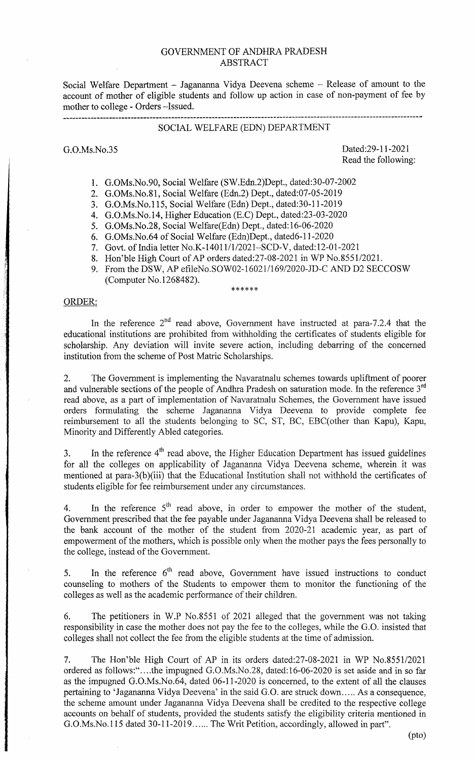GOVERNMENT OF ANDHRA PRADESH
ABSTRACT

Social Welfare Department – Jagananna Vidya Deevena scheme – Release of amount to the account of mother of eligible students and follow up action in case of non-payment of fee by mother to college - Orders –Issued.

---

SOCIAL WELFARE (EDN) DEPARTMENT

G.O.Ms.No.35 Dated:29-11-2021

Read the following:

1. G.OMs.No.90, Social Welfare (SW.Edn.2)Dept., dated:30-07-2002
2. G.OMs.No.81, Social Welfare (Edn.2) Dept., dated:07-05-2019
3. G.O.Ms.No.115, Social Welfare (Edn) Dept., dated:30-11-2019
4. G.O.Ms.No.14, Higher Education (E.C) Dept., dated:23-03-2020
5. G.OMs.No.28, Social Welfare(Edn) Dept., dated:16-06-2020
6. G.OMs.No.64 of Social Welfare (Edn)Dept., dated6-11-2020
7. Govt. of India letter No.K-14011/1/2021–SCD-V, dated:12-01-2021
8. Hon'ble High Court of AP orders dated:27-08-2021 in WP No.8551/2021.
9. From the DSW, AP efileNo.SOW02-16021/169/2020-JD-C AND D2 SECCOSW (Computer No.1268482).

\*\*\*\*\*\*

ORDER:

In the reference 2nd read above, Government have instructed at para-7.2.4 that the educational institutions are prohibited from withholding the certificates of students eligible for scholarship. Any deviation will invite severe action, including debarring of the concerned institution from the scheme of Post Matric Scholarships.

2. The Government is implementing the Navaratnalu schemes towards upliftment of poorer and vulnerable sections of the people of Andhra Pradesh on saturation mode. In the reference 3rd read above, as a part of implementation of Navaratnalu Schemes, the Government have issued orders formulating the scheme Jagananna Vidya Deevena to provide complete fee reimbursement to all the students belonging to SC, ST, BC, EBC(other than Kapu), Kapu, Minority and Differently Abled categories.

3. In the reference 4th read above, the Higher Education Department has issued guidelines for all the colleges on applicability of Jagananna Vidya Deevena scheme, wherein it was mentioned at para-3(b)(iii) that the Educational Institution shall not withhold the certificates of students eligible for fee reimbursement under any circumstances.

4. In the reference 5th read above, in order to empower the mother of the student, Government prescribed that the fee payable under Jagananna Vidya Deevena shall be released to the bank account of the mother of the student from 2020-21 academic year, as part of empowerment of the mothers, which is possible only when the mother pays the fees personally to the college, instead of the Government.

5. In the reference 6th read above, Government have issued instructions to conduct counseling to mothers of the Students to empower them to monitor the functioning of the colleges as well as the academic performance of their children.

6. The petitioners in W.P No.8551 of 2021 alleged that the government was not taking responsibility in case the mother does not pay the fee to the colleges, while the G.O. insisted that colleges shall not collect the fee from the eligible students at the time of admission.

7. The Hon'ble High Court of AP in its orders dated:27-08-2021 in WP No.8551/2021 ordered as follows:"….the impugned G.O.Ms.No.28, dated:16-06-2020 is set aside and in so far as the impugned G.O.Ms.No.64, dated 06-11-2020 is concerned, to the extent of all the clauses pertaining to 'Jagananna Vidya Deevena' in the said G.O. are struck down….. As a consequence, the scheme amount under Jagananna Vidya Deevena shall be credited to the respective college accounts on behalf of students, provided the students satisfy the eligibility criteria mentioned in G.O.Ms.No.115 dated 30-11-2019…… The Writ Petition, accordingly, allowed in part".

(pto)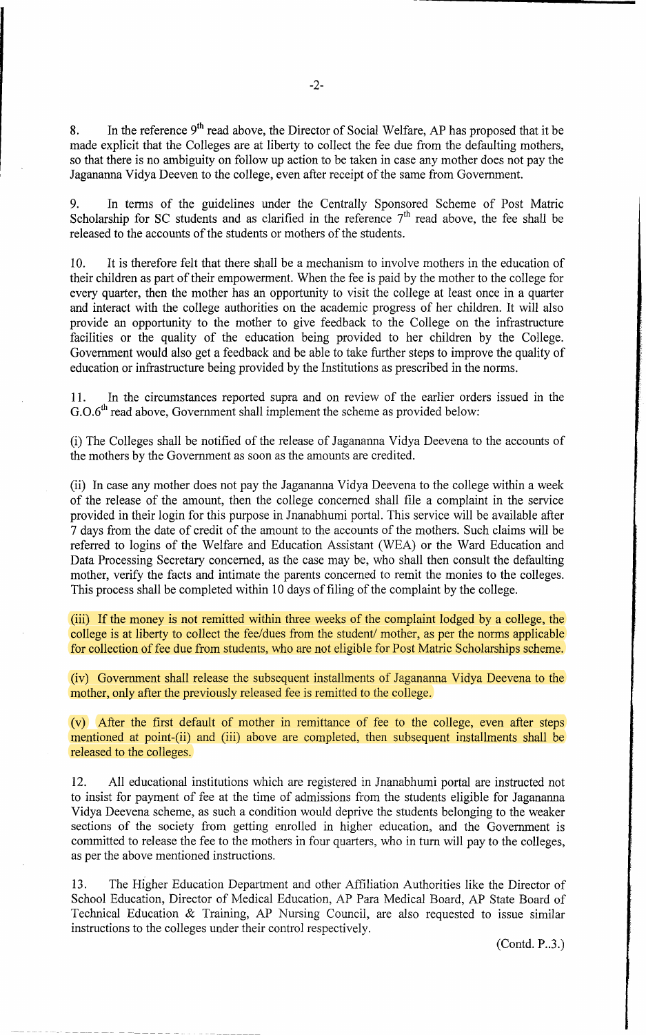8. In the reference 9th read above, the Director of Social Welfare, AP has proposed that it be made explicit that the Colleges are at liberty to collect the fee due from the defaulting mothers, so that there is no ambiguity on follow up action to be taken in case any mother does not pay the Jagananna Vidya Deeven to the college, even after receipt of the same from Government.

9. In terms of the guidelines under the Centrally Sponsored Scheme of Post Matric Scholarship for SC students and as clarified in the reference 7th read above, the fee shall be released to the accounts of the students or mothers of the students.

10. It is therefore felt that there shall be a mechanism to involve mothers in the education of their children as part of their empowerment. When the fee is paid by the mother to the college for every quarter, then the mother has an opportunity to visit the college at least once in a quarter and interact with the college authorities on the academic progress of her children. It will also provide an opportunity to the mother to give feedback to the College on the infrastructure facilities or the quality of the education being provided to her children by the College. Government would also get a feedback and be able to take further steps to improve the quality of education or infrastructure being provided by the Institutions as prescribed in the norms.

11. In the circumstances reported supra and on review of the earlier orders issued in the G.O.6th read above, Government shall implement the scheme as provided below:

(i) The Colleges shall be notified of the release of Jagananna Vidya Deevena to the accounts of the mothers by the Government as soon as the amounts are credited.

(ii) In case any mother does not pay the Jagananna Vidya Deevena to the college within a week of the release of the amount, then the college concerned shall file a complaint in the service provided in their login for this purpose in Jnanabhumi portal. This service will be available after 7 days from the date of credit of the amount to the accounts of the mothers. Such claims will be referred to logins of the Welfare and Education Assistant (WEA) or the Ward Education and Data Processing Secretary concerned, as the case may be, who shall then consult the defaulting mother, verify the facts and intimate the parents concerned to remit the monies to the colleges. This process shall be completed within 10 days of filing of the complaint by the college.

(iii) If the money is not remitted within three weeks of the complaint lodged by a college, the college is at liberty to collect the fee/dues from the student/ mother, as per the norms applicable for collection of fee due from students, who are not eligible for Post Matric Scholarships scheme.

(iv) Government shall release the subsequent installments of Jagananna Vidya Deevena to the mother, only after the previously released fee is remitted to the college.

(v) After the first default of mother in remittance of fee to the college, even after steps mentioned at point-(ii) and (iii) above are completed, then subsequent installments shall be released to the colleges.

12. All educational institutions which are registered in Jnanabhumi portal are instructed not to insist for payment of fee at the time of admissions from the students eligible for Jagananna Vidya Deevena scheme, as such a condition would deprive the students belonging to the weaker sections of the society from getting enrolled in higher education, and the Government is committed to release the fee to the mothers in four quarters, who in turn will pay to the colleges, as per the above mentioned instructions.

13. The Higher Education Department and other Affiliation Authorities like the Director of School Education, Director of Medical Education, AP Para Medical Board, AP State Board of Technical Education & Training, AP Nursing Council, are also requested to issue similar instructions to the colleges under their control respectively.

(Contd. P..3.)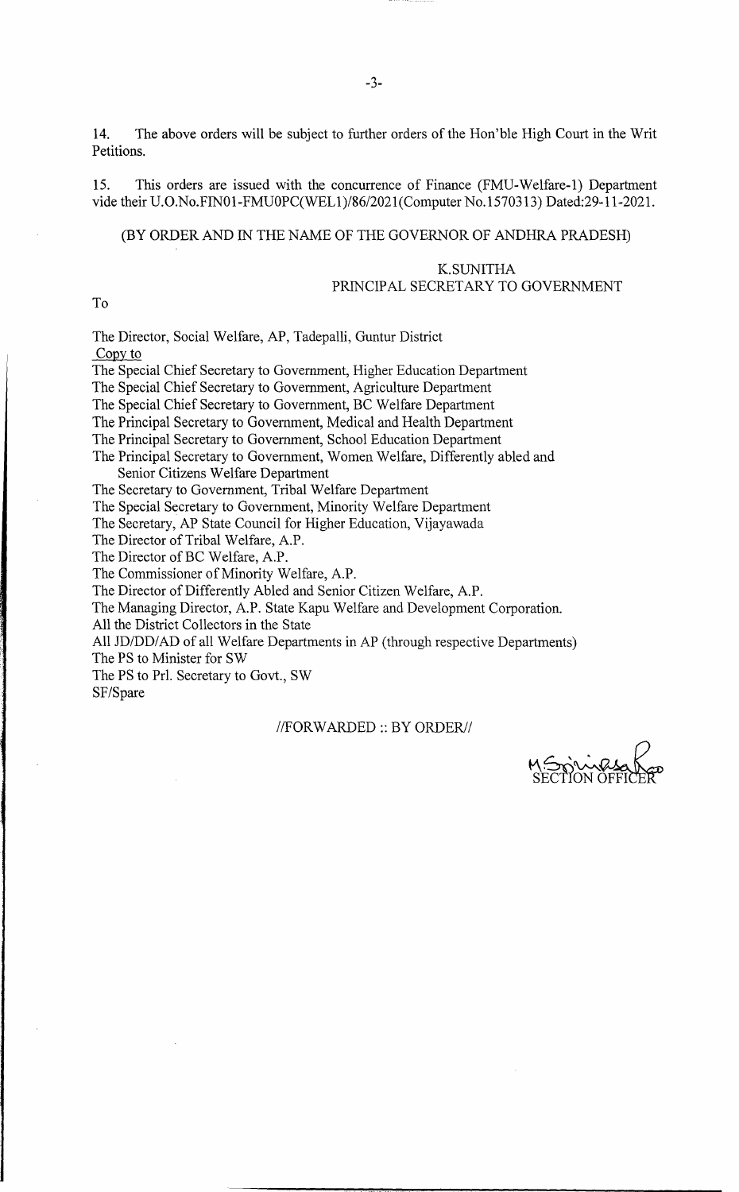14. The above orders will be subject to further orders of the Hon'ble High Court in the Writ Petitions.

15. This orders are issued with the concurrence of Finance (FMU-Welfare-1) Department vide their U.O.No.FIN01-FMU0PC(WEL1)/86/2021(Computer No.1570313) Dated:29-11-2021.

(BY ORDER AND IN THE NAME OF THE GOVERNOR OF ANDHRA PRADESH)

K.SUNITHA
PRINCIPAL SECRETARY TO GOVERNMENT

To

The Director, Social Welfare, AP, Tadepalli, Guntur District

Copy to

The Special Chief Secretary to Government, Higher Education Department
The Special Chief Secretary to Government, Agriculture Department
The Special Chief Secretary to Government, BC Welfare Department
The Principal Secretary to Government, Medical and Health Department
The Principal Secretary to Government, School Education Department
The Principal Secretary to Government, Women Welfare, Differently abled and Senior Citizens Welfare Department
The Secretary to Government, Tribal Welfare Department
The Special Secretary to Government, Minority Welfare Department
The Secretary, AP State Council for Higher Education, Vijayawada
The Director of Tribal Welfare, A.P.
The Director of BC Welfare, A.P.
The Commissioner of Minority Welfare, A.P.
The Director of Differently Abled and Senior Citizen Welfare, A.P.
The Managing Director, A.P. State Kapu Welfare and Development Corporation.
All the District Collectors in the State
All JD/DD/AD of all Welfare Departments in AP (through respective Departments)
The PS to Minister for SW
The PS to Prl. Secretary to Govt., SW
SF/Spare

//FORWARDED :: BY ORDER//

M.Srinivasa Rao
SECTION OFFICER